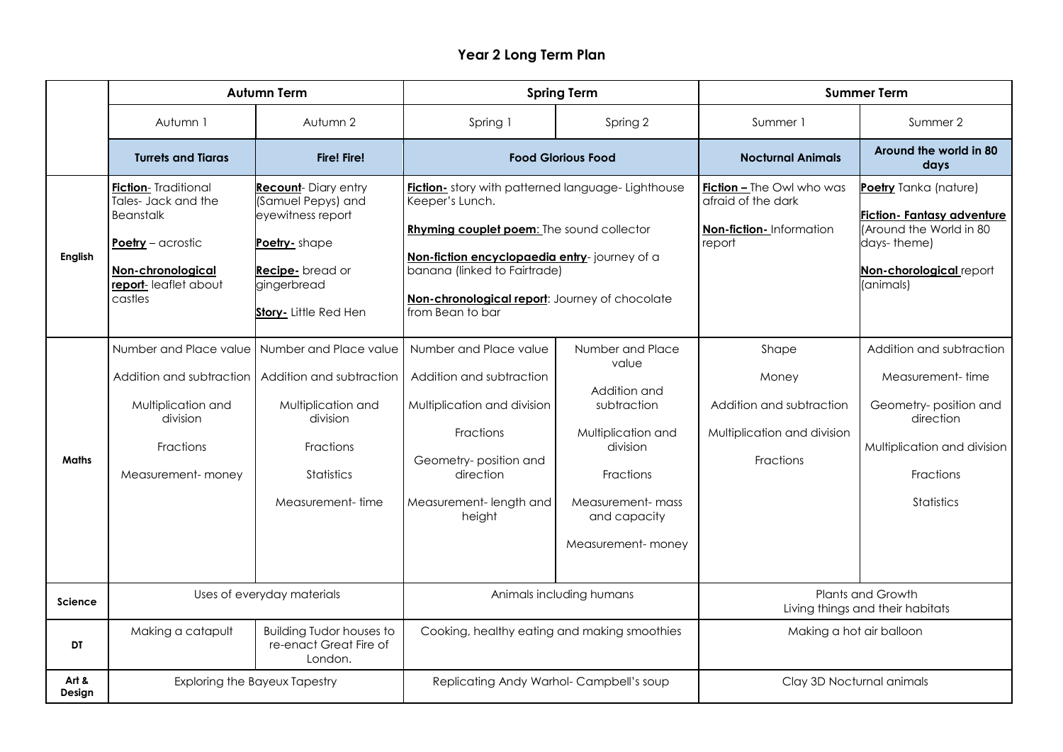# Year 2 Long Term Plan

| | Autumn Term | | Spring Term | | Summer Term | |
|---|---|---|---|---|---|---|
| | Autumn 1 | Autumn 2 | Spring 1 | Spring 2 | Summer 1 | Summer 2 |
| | **Turrets and Tiaras** | **Fire! Fire!** | **Food Glorious Food** | | **Nocturnal Animals** | **Around the world in 80 days** |
| **English** | **Fiction**- Traditional Tales- Jack and the Beanstalk<br><br>**Poetry** – acrostic<br><br>**Non-chronological report**- leaflet about castles | **Recount**- Diary entry (Samuel Pepys) and eyewitness report<br><br>**Poetry-** shape<br><br>**Recipe-** bread or gingerbread<br><br>**Story-** Little Red Hen | **Fiction-** story with patterned language- Lighthouse Keeper's Lunch.<br><br>**Rhyming couplet poem**: The sound collector<br><br>**Non-fiction encyclopaedia entry**- journey of a banana (linked to Fairtrade)<br><br>**Non-chronological report**: Journey of chocolate from Bean to bar | | **Fiction –** The Owl who was afraid of the dark<br><br>**Non-fiction-** Information report | **Poetry** Tanka (nature)<br><br>**Fiction- Fantasy adventure** (Around the World in 80 days- theme)<br><br>**Non-chorological** report (animals) |
| **Maths** | Number and Place value<br><br>Addition and subtraction<br><br>Multiplication and division<br><br>Fractions<br><br>Measurement- money | Number and Place value<br><br>Addition and subtraction<br><br>Multiplication and division<br><br>Fractions<br><br>Statistics<br><br>Measurement- time | Number and Place value<br><br>Addition and subtraction<br><br>Multiplication and division<br><br>Fractions<br><br>Geometry- position and direction<br><br>Measurement- length and height | Number and Place value<br><br>Addition and subtraction<br><br>Multiplication and division<br><br>Fractions<br><br>Measurement- mass and capacity<br><br>Measurement- money | Shape<br><br>Money<br><br>Addition and subtraction<br><br>Multiplication and division<br><br>Fractions | Addition and subtraction<br><br>Measurement- time<br><br>Geometry- position and direction<br><br>Multiplication and division<br><br>Fractions<br><br>Statistics |
| **Science** | Uses of everyday materials | | Animals including humans | | Plants and Growth<br>Living things and their habitats | |
| **DT** | Making a catapult | Building Tudor houses to re-enact Great Fire of London. | Cooking, healthy eating and making smoothies | | Making a hot air balloon | |
| **Art & Design** | Exploring the Bayeux Tapestry | | Replicating Andy Warhol- Campbell's soup | | Clay 3D Nocturnal animals | |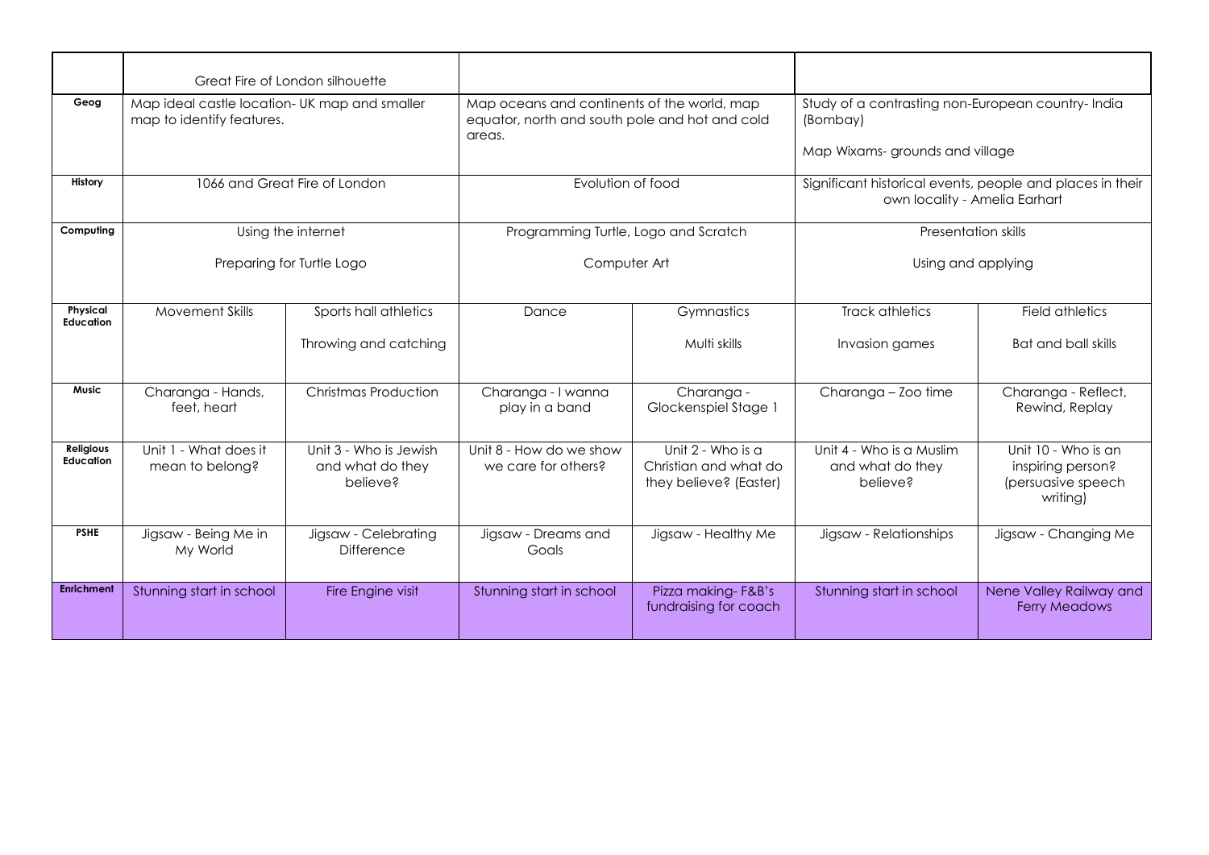| | | | | | | |
|---|---|---|---|---|---|---|
| | Great Fire of London silhouette | | | | | |
| **Geog** | Map ideal castle location- UK map and smaller map to identify features. | | Map oceans and continents of the world, map equator, north and south pole and hot and cold areas. | | Study of a contrasting non-European country- India (Bombay)<br><br>Map Wixams- grounds and village | |
| **History** | 1066 and Great Fire of London | | Evolution of food | | Significant historical events, people and places in their own locality - Amelia Earhart | |
| **Computing** | Using the internet<br><br>Preparing for Turtle Logo | | Programming Turtle, Logo and Scratch<br><br>Computer Art | | Presentation skills<br><br>Using and applying | |
| **Physical Education** | Movement Skills | Sports hall athletics<br><br>Throwing and catching | Dance | Gymnastics<br><br>Multi skills | Track athletics<br><br>Invasion games | Field athletics<br><br>Bat and ball skills |
| **Music** | Charanga - Hands, feet, heart | Christmas Production | Charanga - I wanna play in a band | Charanga - Glockenspiel Stage 1 | Charanga – Zoo time | Charanga - Reflect, Rewind, Replay |
| **Religious Education** | Unit 1 - What does it mean to belong? | Unit 3 - Who is Jewish and what do they believe? | Unit 8 - How do we show we care for others? | Unit 2 - Who is a Christian and what do they believe? (Easter) | Unit 4 - Who is a Muslim and what do they believe? | Unit 10 - Who is an inspiring person? (persuasive speech writing) |
| **PSHE** | Jigsaw - Being Me in My World | Jigsaw - Celebrating Difference | Jigsaw - Dreams and Goals | Jigsaw - Healthy Me | Jigsaw - Relationships | Jigsaw - Changing Me |
| **Enrichment** | Stunning start in school | Fire Engine visit | Stunning start in school | Pizza making- F&B's fundraising for coach | Stunning start in school | Nene Valley Railway and Ferry Meadows |